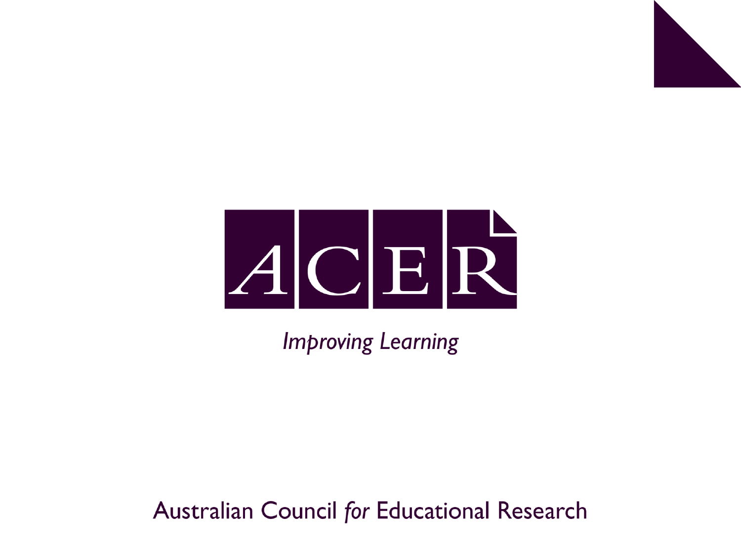ACER

*Improving Learning*

Australian Council *for* Educational Research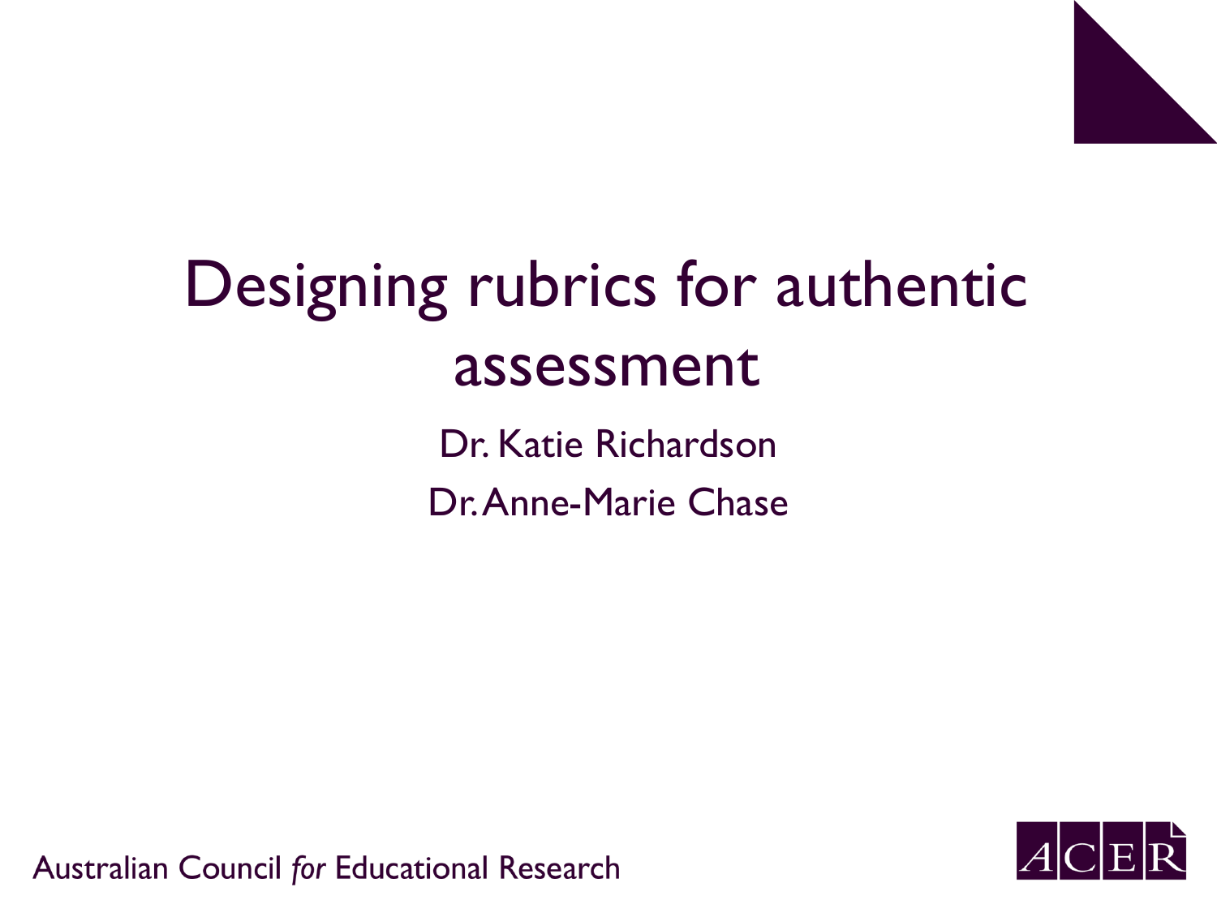# Designing rubrics for authentic assessment

Dr. Katie Richardson

Dr. Anne-Marie Chase

Australian Council *for* Educational Research

ACER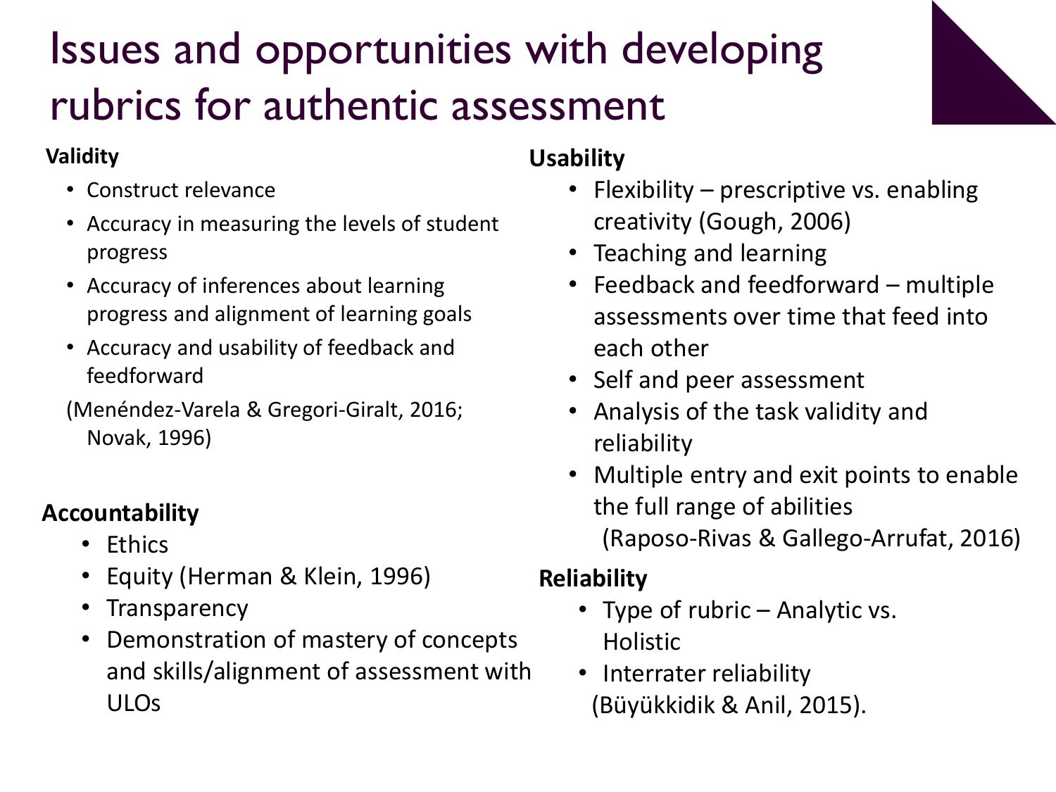# Issues and opportunities with developing rubrics for authentic assessment

**Validity**

- Construct relevance
- Accuracy in measuring the levels of student progress
- Accuracy of inferences about learning progress and alignment of learning goals
- Accuracy and usability of feedback and feedforward

(Menéndez-Varela & Gregori-Giralt, 2016; Novak, 1996)

**Accountability**

- Ethics
- Equity (Herman & Klein, 1996)
- Transparency
- Demonstration of mastery of concepts and skills/alignment of assessment with ULOs

**Usability**

- Flexibility – prescriptive vs. enabling creativity (Gough, 2006)
- Teaching and learning
- Feedback and feedforward – multiple assessments over time that feed into each other
- Self and peer assessment
- Analysis of the task validity and reliability
- Multiple entry and exit points to enable the full range of abilities

(Raposo-Rivas & Gallego-Arrufat, 2016)

**Reliability**

- Type of rubric – Analytic vs. Holistic
- Interrater reliability

(Büyükkidik & Anil, 2015).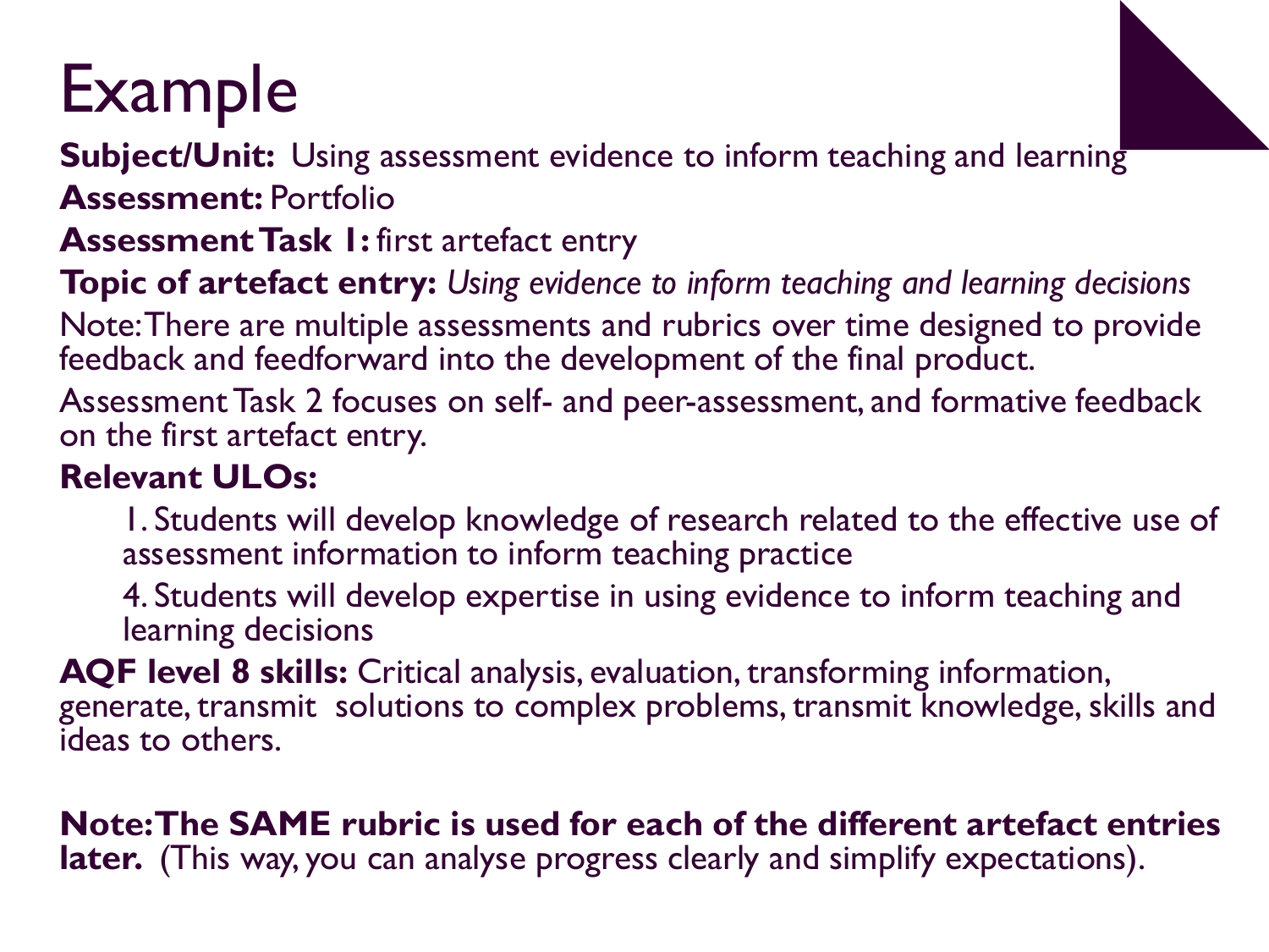# Example

**Subject/Unit:** Using assessment evidence to inform teaching and learning

**Assessment:** Portfolio

**Assessment Task 1:** first artefact entry

**Topic of artefact entry:** *Using evidence to inform teaching and learning decisions*

Note: There are multiple assessments and rubrics over time designed to provide feedback and feedforward into the development of the final product.

Assessment Task 2 focuses on self- and peer-assessment, and formative feedback on the first artefact entry.

**Relevant ULOs:**

1. Students will develop knowledge of research related to the effective use of assessment information to inform teaching practice

4. Students will develop expertise in using evidence to inform teaching and learning decisions

**AQF level 8 skills:** Critical analysis, evaluation, transforming information, generate, transmit solutions to complex problems, transmit knowledge, skills and ideas to others.

**Note: The SAME rubric is used for each of the different artefact entries later.** (This way, you can analyse progress clearly and simplify expectations).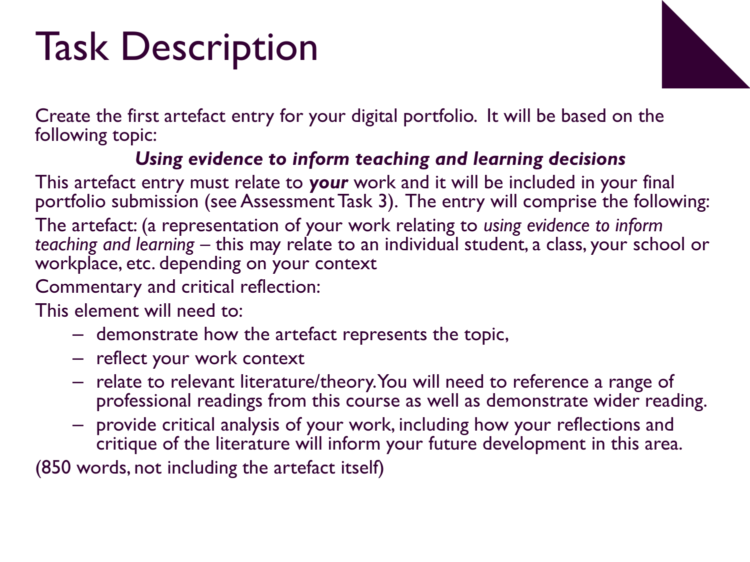# Task Description

Create the first artefact entry for your digital portfolio. It will be based on the following topic:

***Using evidence to inform teaching and learning decisions***

This artefact entry must relate to ***your*** work and it will be included in your final portfolio submission (see Assessment Task 3). The entry will comprise the following:

The artefact: (a representation of your work relating to *using evidence to inform teaching and learning* – this may relate to an individual student, a class, your school or workplace, etc. depending on your context

Commentary and critical reflection:

This element will need to:

- demonstrate how the artefact represents the topic,
- reflect your work context
- relate to relevant literature/theory. You will need to reference a range of professional readings from this course as well as demonstrate wider reading.
- provide critical analysis of your work, including how your reflections and critique of the literature will inform your future development in this area.

(850 words, not including the artefact itself)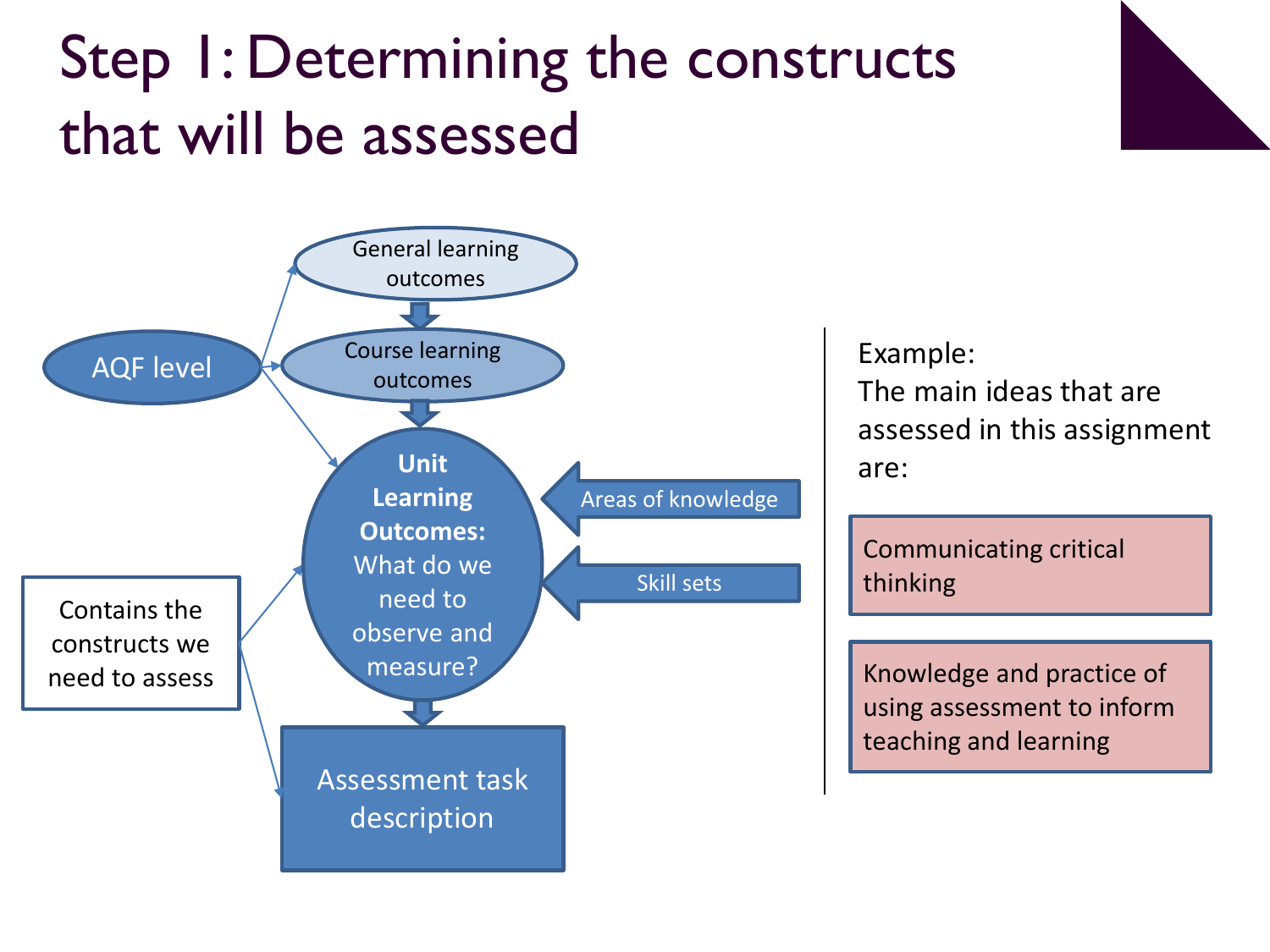# Step 1: Determining the constructs that will be assessed

General learning outcomes

AQF level

Course learning outcomes

**Unit Learning Outcomes:** What do we need to observe and measure?

Areas of knowledge

Skill sets

Contains the constructs we need to assess

Assessment task description

Example:
The main ideas that are assessed in this assignment are:

Communicating critical thinking

Knowledge and practice of using assessment to inform teaching and learning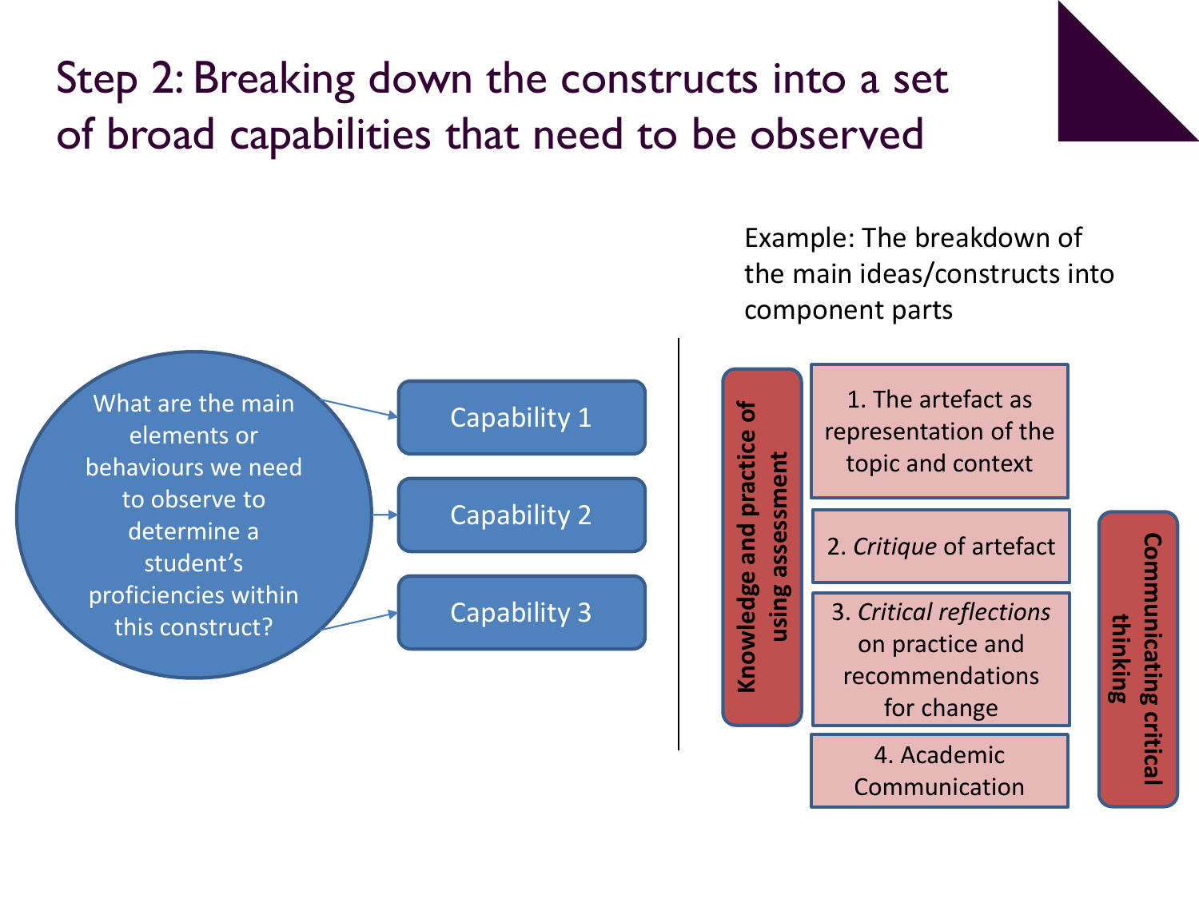# Step 2: Breaking down the constructs into a set of broad capabilities that need to be observed

What are the main elements or behaviours we need to observe to determine a student's proficiencies within this construct?

Capability 1

Capability 2

Capability 3

Example: The breakdown of the main ideas/constructs into component parts

**Knowledge and practice of using assessment**

1. The artefact as representation of the topic and context

2. *Critique* of artefact

3. *Critical reflections* on practice and recommendations for change

4. Academic Communication

**Communicating critical thinking**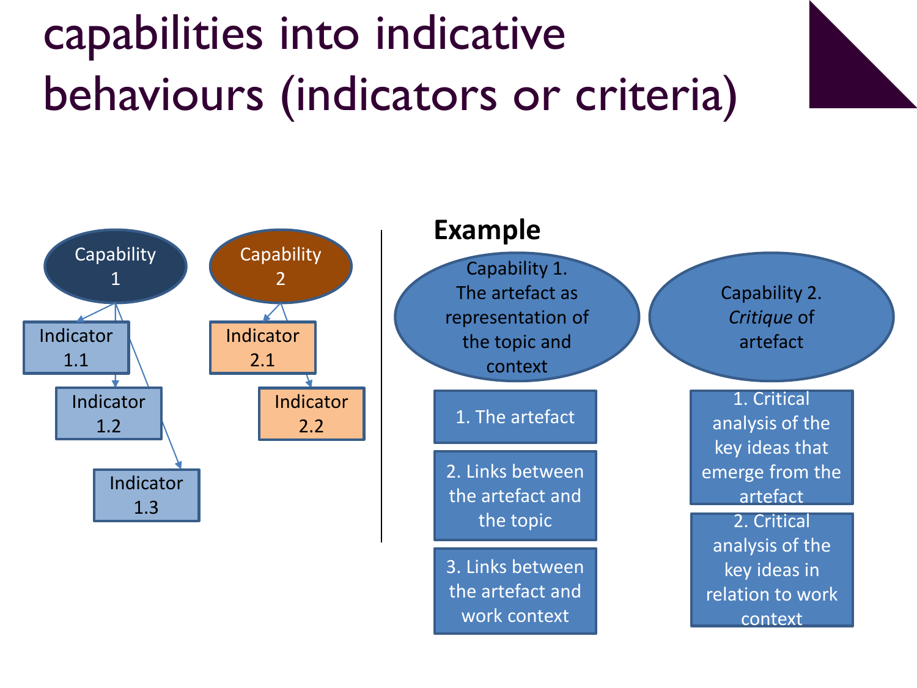# capabilities into indicative behaviours (indicators or criteria)

Capability 1

Indicator 1.1

Indicator 1.2

Indicator 1.3

Capability 2

Indicator 2.1

Indicator 2.2

**Example**

Capability 1. The artefact as representation of the topic and context

1. The artefact
2. Links between the artefact and the topic
3. Links between the artefact and work context

Capability 2. *Critique* of artefact

1. Critical analysis of the key ideas that emerge from the artefact
2. Critical analysis of the key ideas in relation to work context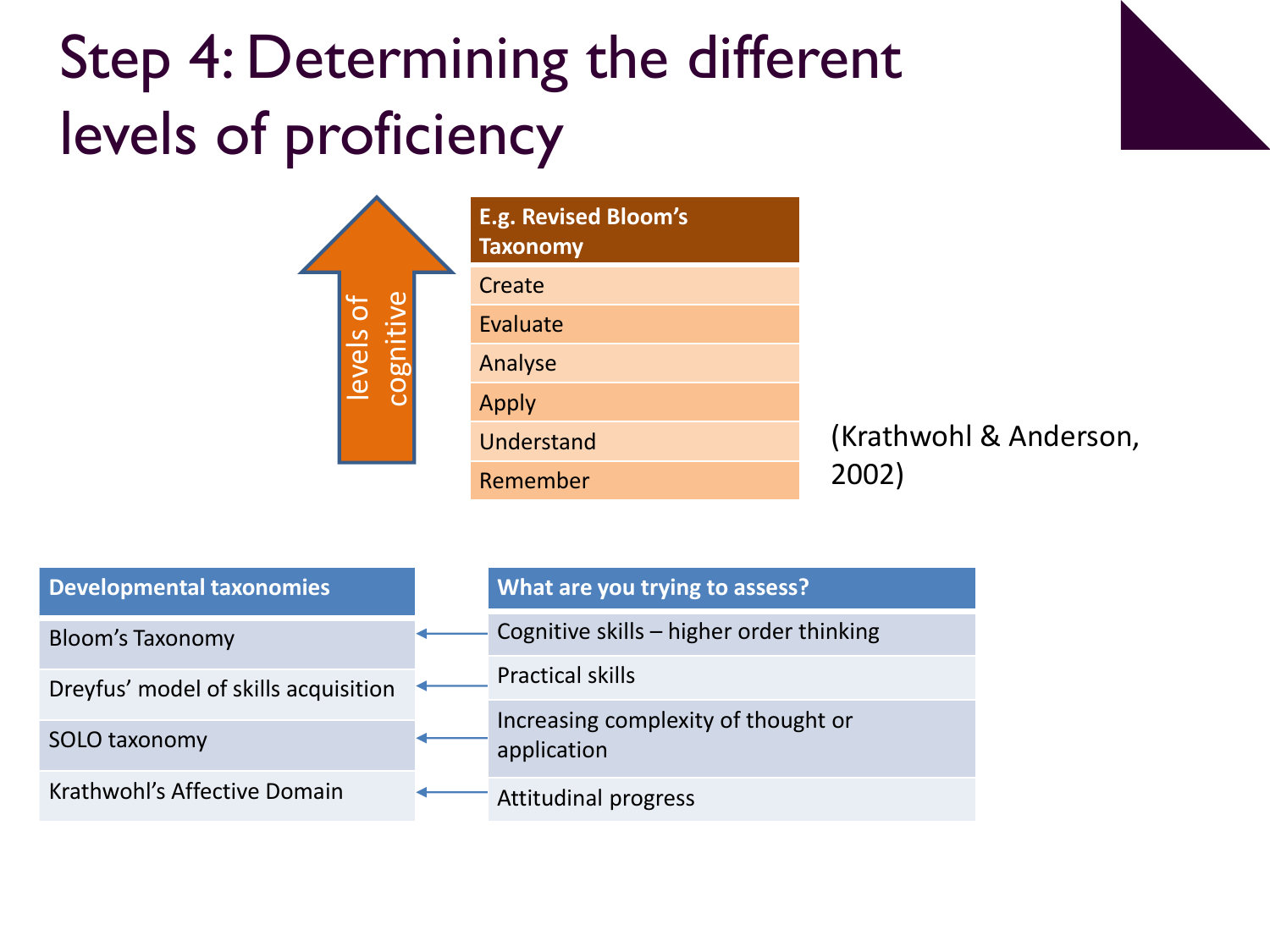# Step 4: Determining the different levels of proficiency

levels of cognitive

| E.g. Revised Bloom's Taxonomy |
| --- |
| Create |
| Evaluate |
| Analyse |
| Apply |
| Understand |
| Remember |

(Krathwohl & Anderson, 2002)

| Developmental taxonomies | | What are you trying to assess? |
| --- | --- | --- |
| Bloom's Taxonomy | ← | Cognitive skills – higher order thinking |
| Dreyfus' model of skills acquisition | ← | Practical skills |
| SOLO taxonomy | ← | Increasing complexity of thought or application |
| Krathwohl's Affective Domain | ← | Attitudinal progress |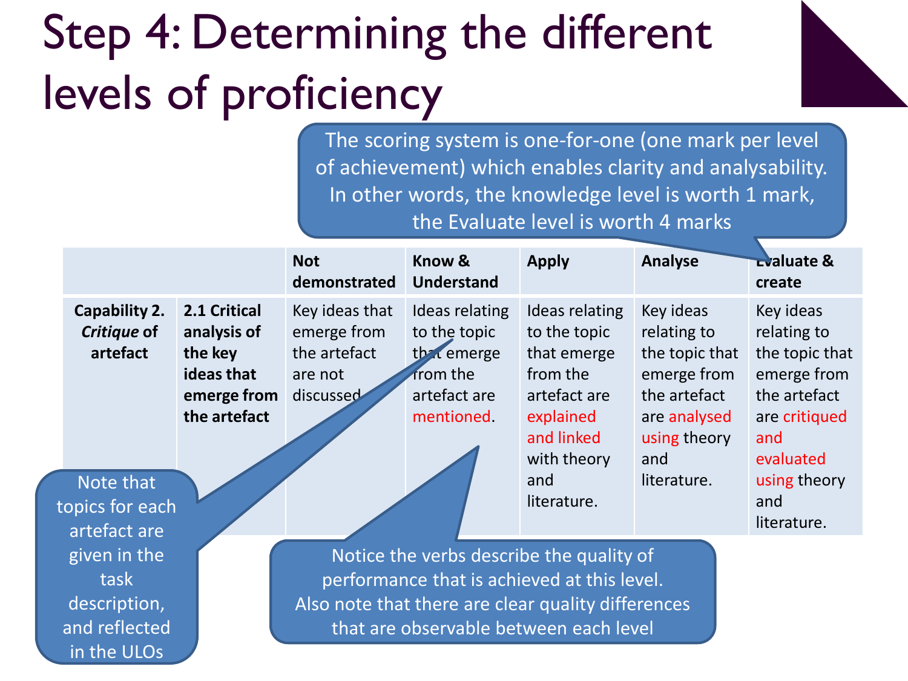# Step 4: Determining the different levels of proficiency

The scoring system is one-for-one (one mark per level of achievement) which enables clarity and analysability. In other words, the knowledge level is worth 1 mark, the Evaluate level is worth 4 marks

| | | Not demonstrated | Know & Understand | Apply | Analyse | Evaluate & create |
|---|---|---|---|---|---|---|
| **Capability 2. *Critique* of artefact** | **2.1 Critical analysis of the key ideas that emerge from the artefact** | Key ideas that emerge from the artefact are not discussed. | Ideas relating to the topic that emerge from the artefact are mentioned. | Ideas relating to the topic that emerge from the artefact are explained and linked with theory and literature. | Key ideas relating to the topic that emerge from the artefact are analysed using theory and literature. | Key ideas relating to the topic that emerge from the artefact are critiqued and evaluated using theory and literature. |

Note that topics for each artefact are given in the task description, and reflected in the ULOs

Notice the verbs describe the quality of performance that is achieved at this level. Also note that there are clear quality differences that are observable between each level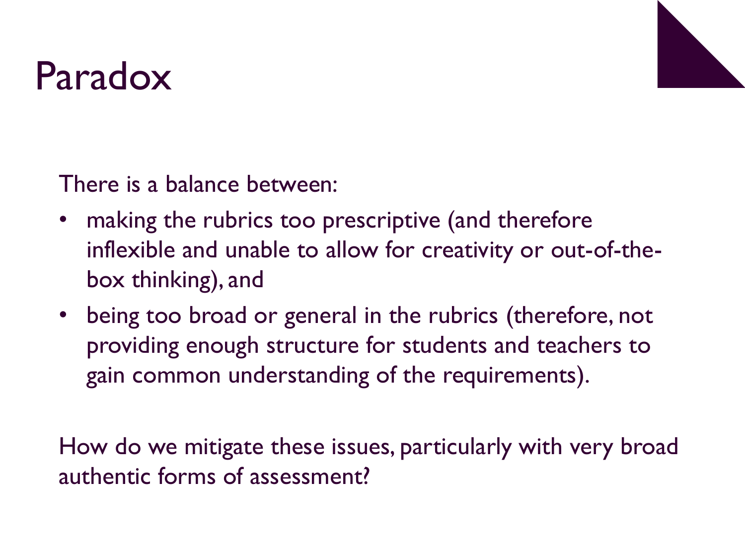# Paradox

There is a balance between:

- making the rubrics too prescriptive (and therefore inflexible and unable to allow for creativity or out-of-the-box thinking), and
- being too broad or general in the rubrics (therefore, not providing enough structure for students and teachers to gain common understanding of the requirements).

How do we mitigate these issues, particularly with very broad authentic forms of assessment?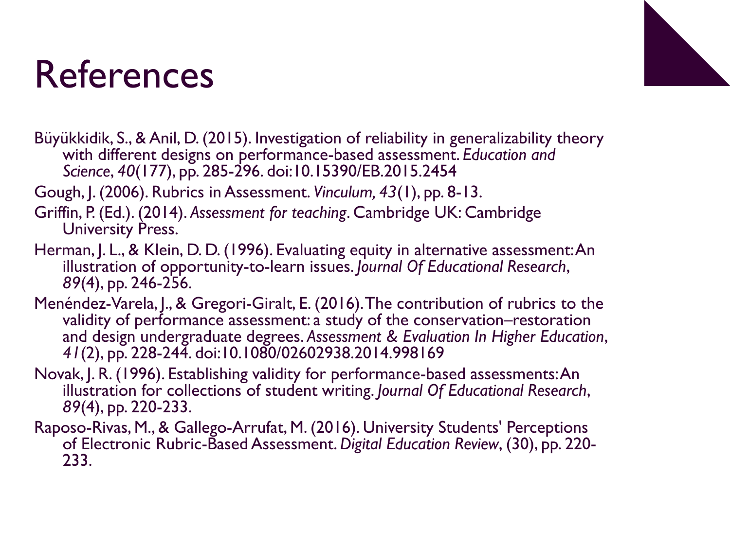# References

Büyükkidik, S., & Anil, D. (2015). Investigation of reliability in generalizability theory with different designs on performance-based assessment. *Education and Science*, *40*(177), pp. 285-296. doi:10.15390/EB.2015.2454

Gough, J. (2006). Rubrics in Assessment. *Vinculum, 43*(1), pp. 8-13.

Griffin, P. (Ed.). (2014). *Assessment for teaching*. Cambridge UK: Cambridge University Press.

Herman, J. L., & Klein, D. D. (1996). Evaluating equity in alternative assessment: An illustration of opportunity-to-learn issues. *Journal Of Educational Research*, *89*(4), pp. 246-256.

Menéndez-Varela, J., & Gregori-Giralt, E. (2016). The contribution of rubrics to the validity of performance assessment: a study of the conservation–restoration and design undergraduate degrees. *Assessment & Evaluation In Higher Education*, *41*(2), pp. 228-244. doi:10.1080/02602938.2014.998169

Novak, J. R. (1996). Establishing validity for performance-based assessments: An illustration for collections of student writing. *Journal Of Educational Research*, *89*(4), pp. 220-233.

Raposo-Rivas, M., & Gallego-Arrufat, M. (2016). University Students' Perceptions of Electronic Rubric-Based Assessment. *Digital Education Review*, (30), pp. 220-233.